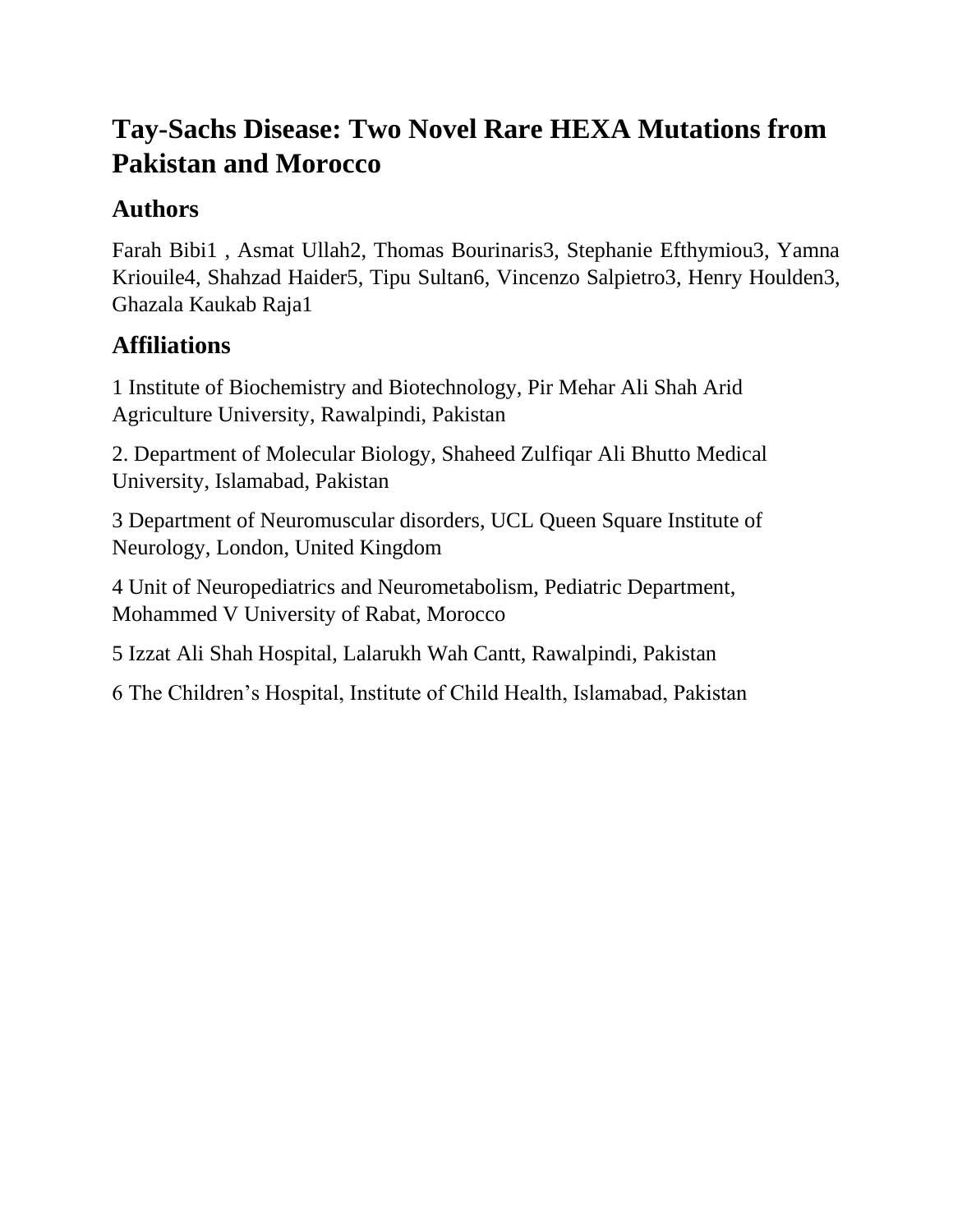# Tay-Sachs Disease: Two Novel Rare HEXA Mutations from Pakistan and Morocco

## Authors

Farah Bibi[1] , Asmat Ullah[2], Thomas Bourinaris[3], Stephanie Efthymiou[3], Yamna Kriouile[4], Shahzad Haider[5], Tipu Sultan[6], Vincenzo Salpietro[3], Henry Houlden[3], Ghazala Kaukab Raja[1]

## Affiliations

1 Institute of Biochemistry and Biotechnology, Pir Mehar Ali Shah Arid Agriculture University, Rawalpindi, Pakistan

2. Department of Molecular Biology, Shaheed Zulfiqar Ali Bhutto Medical University, Islamabad, Pakistan

3 Department of Neuromuscular disorders, UCL Queen Square Institute of Neurology, London, United Kingdom

4 Unit of Neuropediatrics and Neurometabolism, Pediatric Department, Mohammed V University of Rabat, Morocco

5 Izzat Ali Shah Hospital, Lalarukh Wah Cantt, Rawalpindi, Pakistan

6 The Children's Hospital, Institute of Child Health, Islamabad, Pakistan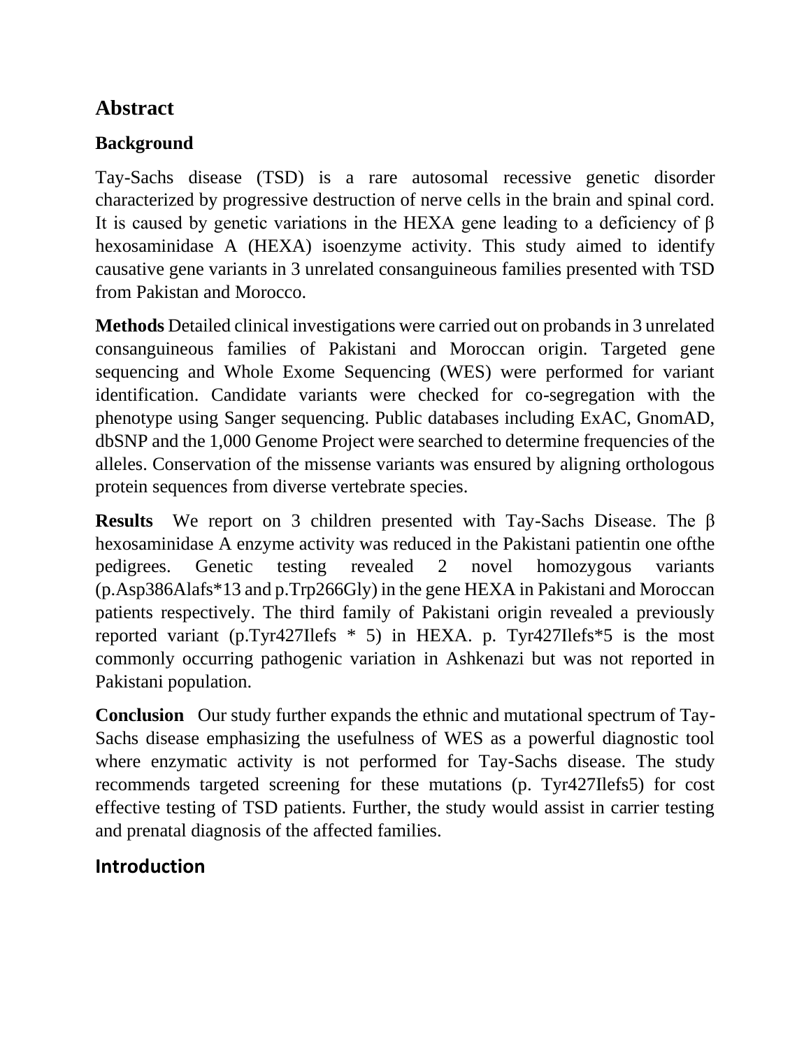## Abstract

### Background

Tay-Sachs disease (TSD) is a rare autosomal recessive genetic disorder characterized by progressive destruction of nerve cells in the brain and spinal cord. It is caused by genetic variations in the HEXA gene leading to a deficiency of β hexosaminidase A (HEXA) isoenzyme activity. This study aimed to identify causative gene variants in 3 unrelated consanguineous families presented with TSD from Pakistan and Morocco.

**Methods** Detailed clinical investigations were carried out on probands in 3 unrelated consanguineous families of Pakistani and Moroccan origin. Targeted gene sequencing and Whole Exome Sequencing (WES) were performed for variant identification. Candidate variants were checked for co-segregation with the phenotype using Sanger sequencing. Public databases including ExAC, GnomAD, dbSNP and the 1,000 Genome Project were searched to determine frequencies of the alleles. Conservation of the missense variants was ensured by aligning orthologous protein sequences from diverse vertebrate species.

**Results** We report on 3 children presented with Tay-Sachs Disease. The β hexosaminidase A enzyme activity was reduced in the Pakistani patientin one ofthe pedigrees. Genetic testing revealed 2 novel homozygous variants (p.Asp386Alafs*13 and p.Trp266Gly) in the gene HEXA in Pakistani and Moroccan patients respectively. The third family of Pakistani origin revealed a previously reported variant (p.Tyr427Ilefs * 5) in HEXA. p. Tyr427Ilefs*5 is the most commonly occurring pathogenic variation in Ashkenazi but was not reported in Pakistani population.

**Conclusion** Our study further expands the ethnic and mutational spectrum of Tay-Sachs disease emphasizing the usefulness of WES as a powerful diagnostic tool where enzymatic activity is not performed for Tay-Sachs disease. The study recommends targeted screening for these mutations (p. Tyr427Ilefs5) for cost effective testing of TSD patients. Further, the study would assist in carrier testing and prenatal diagnosis of the affected families.

## Introduction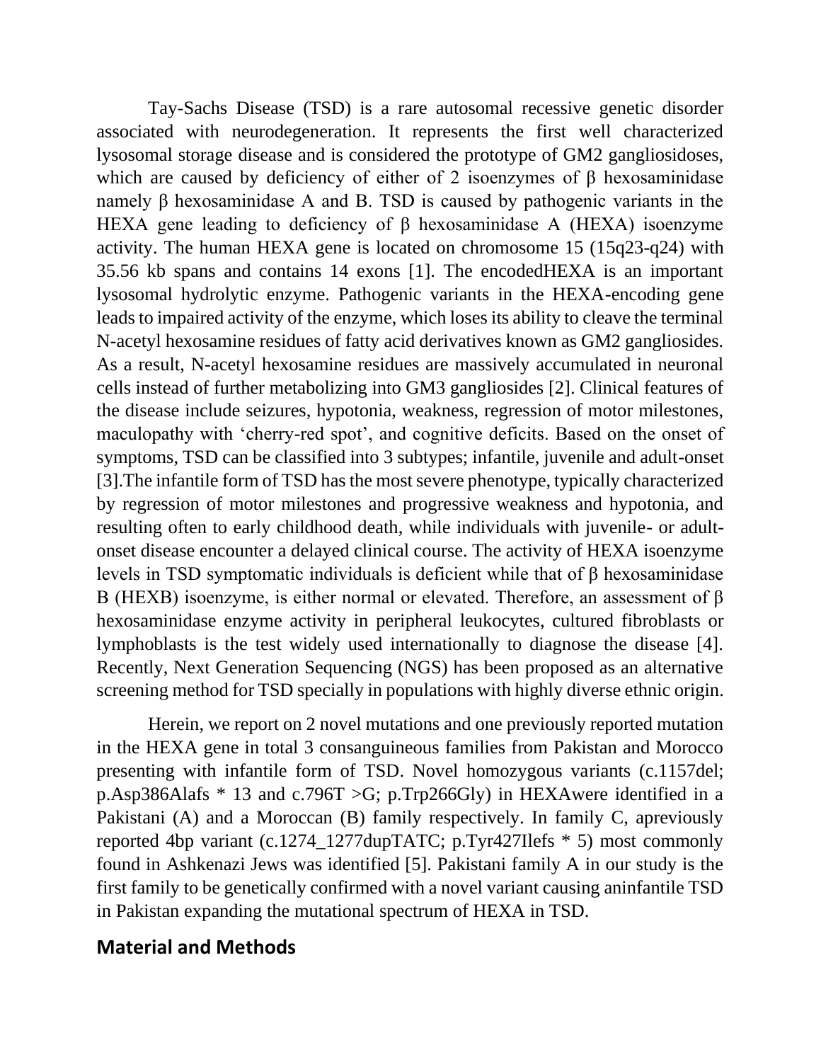Tay-Sachs Disease (TSD) is a rare autosomal recessive genetic disorder associated with neurodegeneration. It represents the first well characterized lysosomal storage disease and is considered the prototype of GM2 gangliosidoses, which are caused by deficiency of either of 2 isoenzymes of β hexosaminidase namely β hexosaminidase A and B. TSD is caused by pathogenic variants in the HEXA gene leading to deficiency of β hexosaminidase A (HEXA) isoenzyme activity. The human HEXA gene is located on chromosome 15 (15q23-q24) with 35.56 kb spans and contains 14 exons [1]. The encodedHEXA is an important lysosomal hydrolytic enzyme. Pathogenic variants in the HEXA-encoding gene leads to impaired activity of the enzyme, which loses its ability to cleave the terminal N-acetyl hexosamine residues of fatty acid derivatives known as GM2 gangliosides. As a result, N-acetyl hexosamine residues are massively accumulated in neuronal cells instead of further metabolizing into GM3 gangliosides [2]. Clinical features of the disease include seizures, hypotonia, weakness, regression of motor milestones, maculopathy with 'cherry-red spot', and cognitive deficits. Based on the onset of symptoms, TSD can be classified into 3 subtypes; infantile, juvenile and adult-onset [3].The infantile form of TSD has the most severe phenotype, typically characterized by regression of motor milestones and progressive weakness and hypotonia, and resulting often to early childhood death, while individuals with juvenile- or adult-onset disease encounter a delayed clinical course. The activity of HEXA isoenzyme levels in TSD symptomatic individuals is deficient while that of β hexosaminidase B (HEXB) isoenzyme, is either normal or elevated. Therefore, an assessment of β hexosaminidase enzyme activity in peripheral leukocytes, cultured fibroblasts or lymphoblasts is the test widely used internationally to diagnose the disease [4]. Recently, Next Generation Sequencing (NGS) has been proposed as an alternative screening method for TSD specially in populations with highly diverse ethnic origin.

Herein, we report on 2 novel mutations and one previously reported mutation in the HEXA gene in total 3 consanguineous families from Pakistan and Morocco presenting with infantile form of TSD. Novel homozygous variants (c.1157del; p.Asp386Alafs * 13 and c.796T >G; p.Trp266Gly) in HEXAwere identified in a Pakistani (A) and a Moroccan (B) family respectively. In family C, apreviously reported 4bp variant (c.1274_1277dupTATC; p.Tyr427Ilefs * 5) most commonly found in Ashkenazi Jews was identified [5]. Pakistani family A in our study is the first family to be genetically confirmed with a novel variant causing aninfantile TSD in Pakistan expanding the mutational spectrum of HEXA in TSD.

## Material and Methods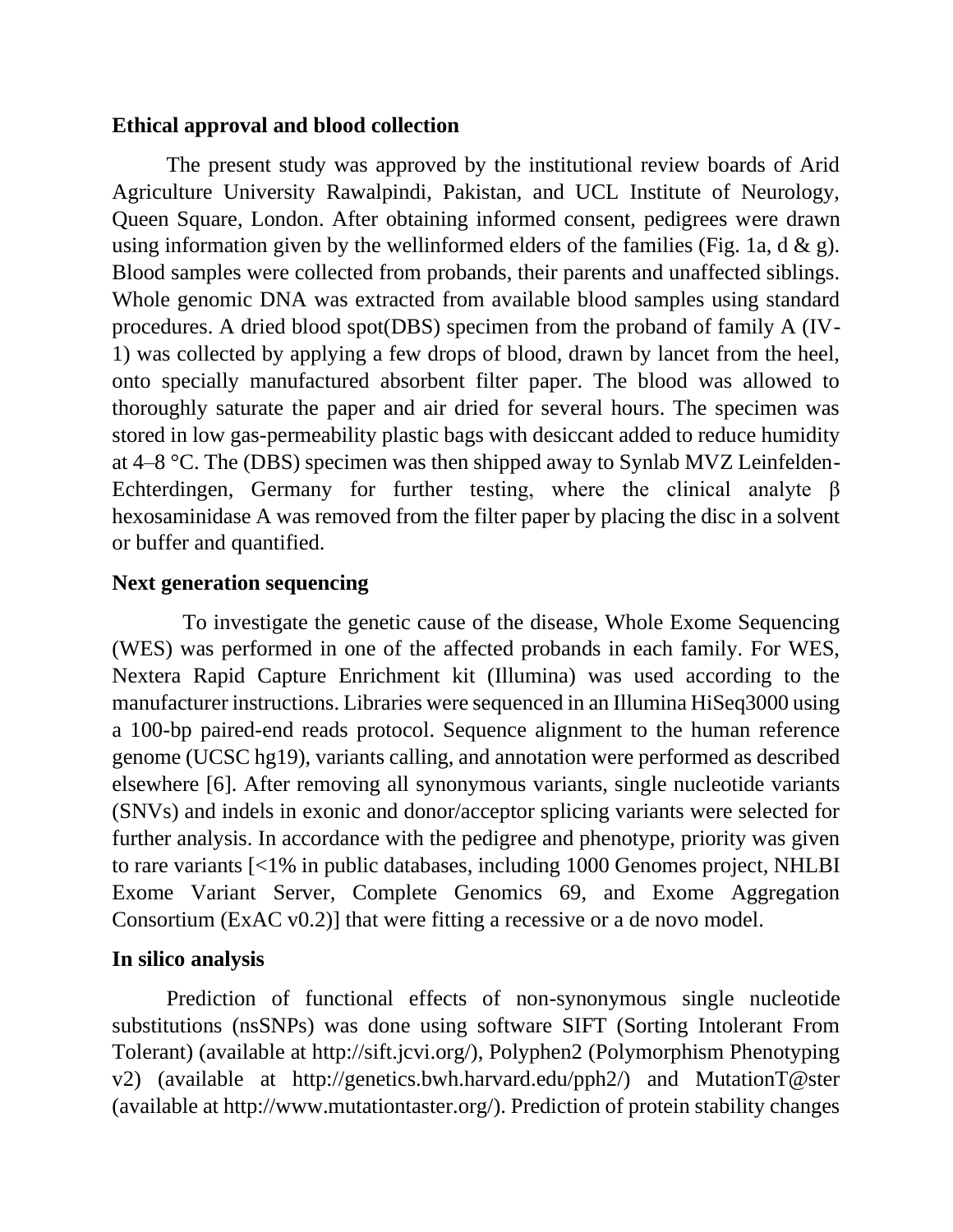**Ethical approval and blood collection**

The present study was approved by the institutional review boards of Arid Agriculture University Rawalpindi, Pakistan, and UCL Institute of Neurology, Queen Square, London. After obtaining informed consent, pedigrees were drawn using information given by the wellinformed elders of the families (Fig. 1a, d & g). Blood samples were collected from probands, their parents and unaffected siblings. Whole genomic DNA was extracted from available blood samples using standard procedures. A dried blood spot(DBS) specimen from the proband of family A (IV-1) was collected by applying a few drops of blood, drawn by lancet from the heel, onto specially manufactured absorbent filter paper. The blood was allowed to thoroughly saturate the paper and air dried for several hours. The specimen was stored in low gas-permeability plastic bags with desiccant added to reduce humidity at 4–8 °C. The (DBS) specimen was then shipped away to Synlab MVZ Leinfelden-Echterdingen, Germany for further testing, where the clinical analyte β hexosaminidase A was removed from the filter paper by placing the disc in a solvent or buffer and quantified.

**Next generation sequencing**

To investigate the genetic cause of the disease, Whole Exome Sequencing (WES) was performed in one of the affected probands in each family. For WES, Nextera Rapid Capture Enrichment kit (Illumina) was used according to the manufacturer instructions. Libraries were sequenced in an Illumina HiSeq3000 using a 100-bp paired-end reads protocol. Sequence alignment to the human reference genome (UCSC hg19), variants calling, and annotation were performed as described elsewhere [6]. After removing all synonymous variants, single nucleotide variants (SNVs) and indels in exonic and donor/acceptor splicing variants were selected for further analysis. In accordance with the pedigree and phenotype, priority was given to rare variants [<1% in public databases, including 1000 Genomes project, NHLBI Exome Variant Server, Complete Genomics 69, and Exome Aggregation Consortium (ExAC v0.2)] that were fitting a recessive or a de novo model.

**In silico analysis**

Prediction of functional effects of non-synonymous single nucleotide substitutions (nsSNPs) was done using software SIFT (Sorting Intolerant From Tolerant) (available at http://sift.jcvi.org/), Polyphen2 (Polymorphism Phenotyping v2) (available at http://genetics.bwh.harvard.edu/pph2/) and MutationT@ster (available at http://www.mutationtaster.org/). Prediction of protein stability changes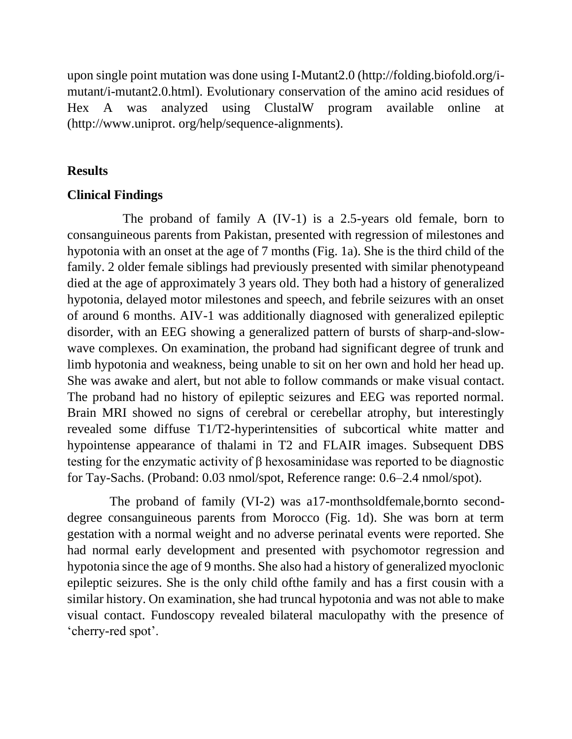upon single point mutation was done using I-Mutant2.0 (http://folding.biofold.org/i-mutant/i-mutant2.0.html). Evolutionary conservation of the amino acid residues of Hex A was analyzed using ClustalW program available online at (http://www.uniprot. org/help/sequence-alignments).

## Results

### Clinical Findings

The proband of family A (IV-1) is a 2.5-years old female, born to consanguineous parents from Pakistan, presented with regression of milestones and hypotonia with an onset at the age of 7 months (Fig. 1a). She is the third child of the family. 2 older female siblings had previously presented with similar phenotypeand died at the age of approximately 3 years old. They both had a history of generalized hypotonia, delayed motor milestones and speech, and febrile seizures with an onset of around 6 months. AIV-1 was additionally diagnosed with generalized epileptic disorder, with an EEG showing a generalized pattern of bursts of sharp-and-slow-wave complexes. On examination, the proband had significant degree of trunk and limb hypotonia and weakness, being unable to sit on her own and hold her head up. She was awake and alert, but not able to follow commands or make visual contact. The proband had no history of epileptic seizures and EEG was reported normal. Brain MRI showed no signs of cerebral or cerebellar atrophy, but interestingly revealed some diffuse T1/T2-hyperintensities of subcortical white matter and hypointense appearance of thalami in T2 and FLAIR images. Subsequent DBS testing for the enzymatic activity of β hexosaminidase was reported to be diagnostic for Tay-Sachs. (Proband: 0.03 nmol/spot, Reference range: 0.6–2.4 nmol/spot).

The proband of family (VI-2) was a17-monthsoldfemale,bornto second-degree consanguineous parents from Morocco (Fig. 1d). She was born at term gestation with a normal weight and no adverse perinatal events were reported. She had normal early development and presented with psychomotor regression and hypotonia since the age of 9 months. She also had a history of generalized myoclonic epileptic seizures. She is the only child ofthe family and has a first cousin with a similar history. On examination, she had truncal hypotonia and was not able to make visual contact. Fundoscopy revealed bilateral maculopathy with the presence of 'cherry-red spot'.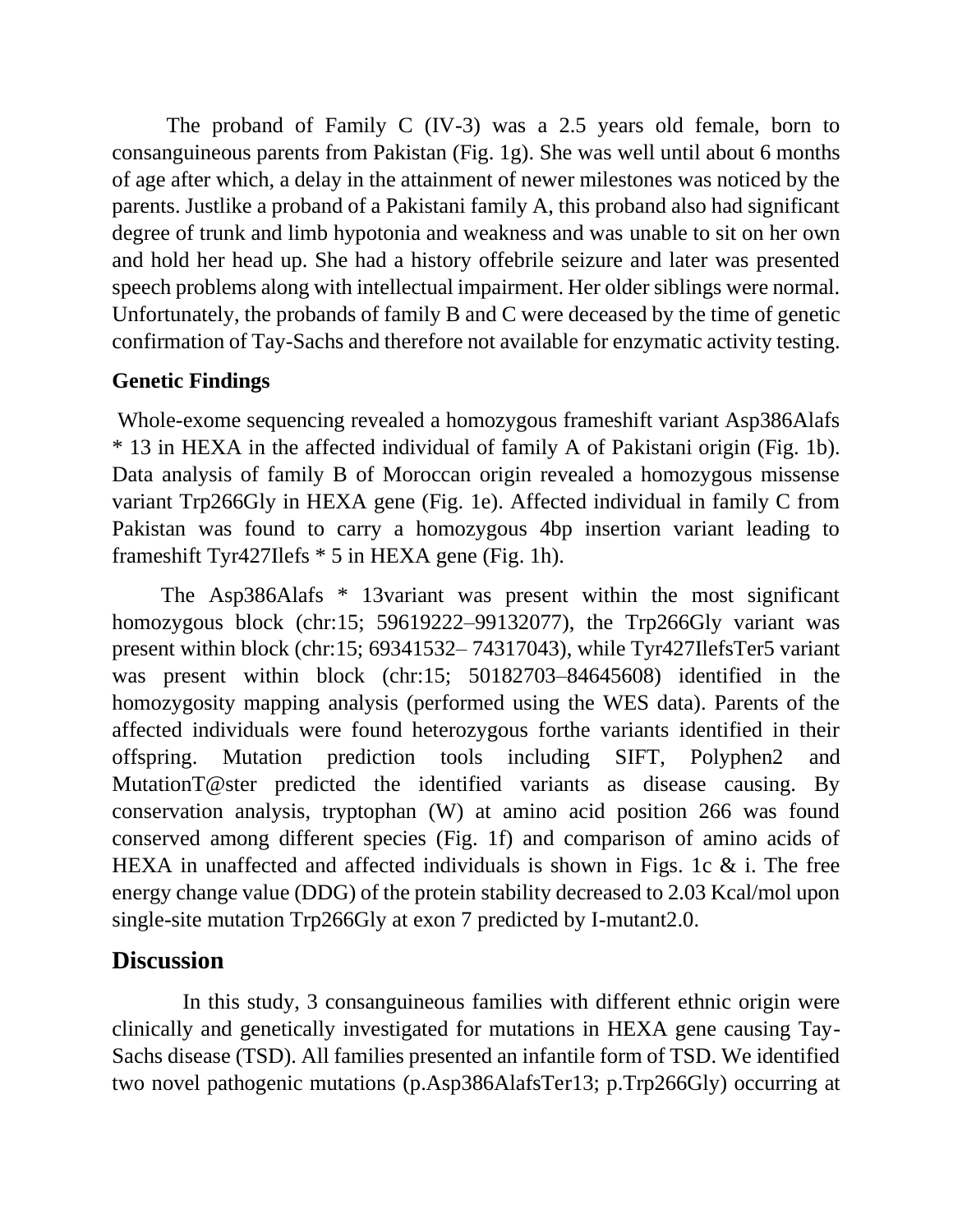The proband of Family C (IV-3) was a 2.5 years old female, born to consanguineous parents from Pakistan (Fig. 1g). She was well until about 6 months of age after which, a delay in the attainment of newer milestones was noticed by the parents. Justlike a proband of a Pakistani family A, this proband also had significant degree of trunk and limb hypotonia and weakness and was unable to sit on her own and hold her head up. She had a history offebrile seizure and later was presented speech problems along with intellectual impairment. Her older siblings were normal. Unfortunately, the probands of family B and C were deceased by the time of genetic confirmation of Tay-Sachs and therefore not available for enzymatic activity testing.

### Genetic Findings

Whole-exome sequencing revealed a homozygous frameshift variant Asp386Alafs * 13 in HEXA in the affected individual of family A of Pakistani origin (Fig. 1b). Data analysis of family B of Moroccan origin revealed a homozygous missense variant Trp266Gly in HEXA gene (Fig. 1e). Affected individual in family C from Pakistan was found to carry a homozygous 4bp insertion variant leading to frameshift Tyr427Ilefs * 5 in HEXA gene (Fig. 1h).

The Asp386Alafs * 13variant was present within the most significant homozygous block (chr:15; 59619222–99132077), the Trp266Gly variant was present within block (chr:15; 69341532– 74317043), while Tyr427IlefsTer5 variant was present within block (chr:15; 50182703–84645608) identified in the homozygosity mapping analysis (performed using the WES data). Parents of the affected individuals were found heterozygous forthe variants identified in their offspring. Mutation prediction tools including SIFT, Polyphen2 and MutationT@ster predicted the identified variants as disease causing. By conservation analysis, tryptophan (W) at amino acid position 266 was found conserved among different species (Fig. 1f) and comparison of amino acids of HEXA in unaffected and affected individuals is shown in Figs. 1c & i. The free energy change value (DDG) of the protein stability decreased to 2.03 Kcal/mol upon single-site mutation Trp266Gly at exon 7 predicted by I-mutant2.0.

## Discussion

In this study, 3 consanguineous families with different ethnic origin were clinically and genetically investigated for mutations in HEXA gene causing Tay-Sachs disease (TSD). All families presented an infantile form of TSD. We identified two novel pathogenic mutations (p.Asp386AlafsTer13; p.Trp266Gly) occurring at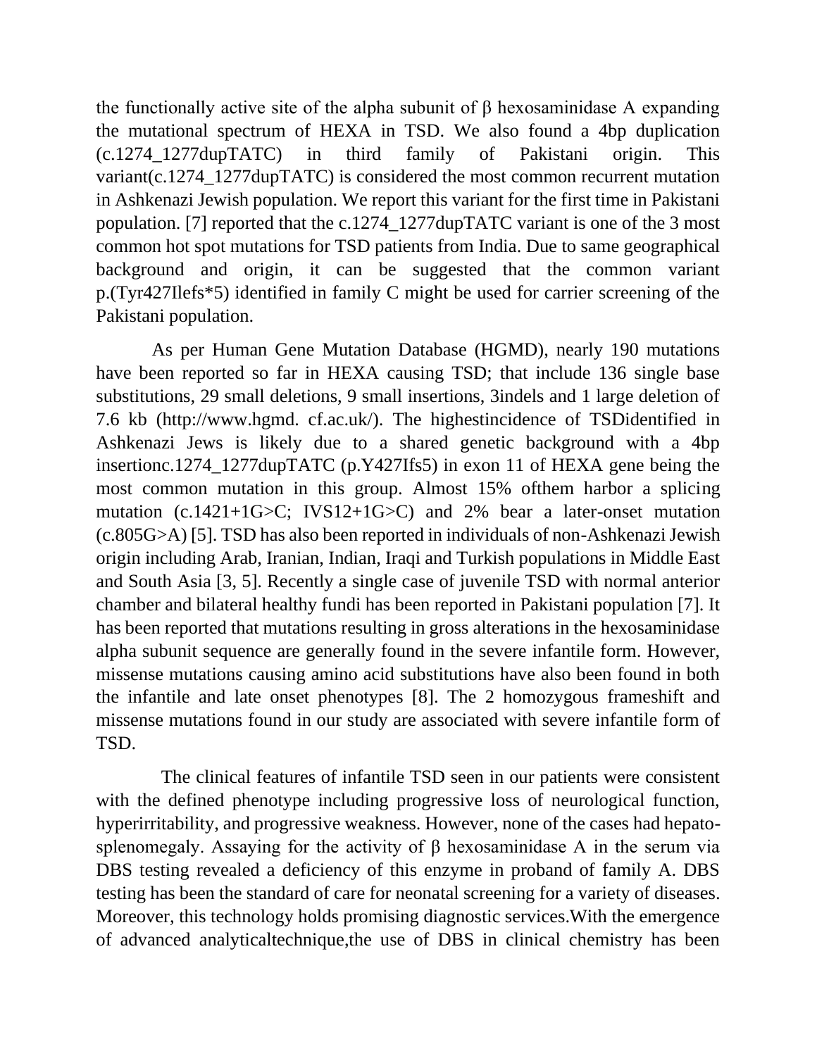the functionally active site of the alpha subunit of β hexosaminidase A expanding the mutational spectrum of HEXA in TSD. We also found a 4bp duplication (c.1274_1277dupTATC) in third family of Pakistani origin. This variant(c.1274_1277dupTATC) is considered the most common recurrent mutation in Ashkenazi Jewish population. We report this variant for the first time in Pakistani population. [7] reported that the c.1274_1277dupTATC variant is one of the 3 most common hot spot mutations for TSD patients from India. Due to same geographical background and origin, it can be suggested that the common variant p.(Tyr427Ilefs*5) identified in family C might be used for carrier screening of the Pakistani population.

As per Human Gene Mutation Database (HGMD), nearly 190 mutations have been reported so far in HEXA causing TSD; that include 136 single base substitutions, 29 small deletions, 9 small insertions, 3indels and 1 large deletion of 7.6 kb (http://www.hgmd. cf.ac.uk/). The highestincidence of TSDidentified in Ashkenazi Jews is likely due to a shared genetic background with a 4bp insertionc.1274_1277dupTATC (p.Y427Ifs5) in exon 11 of HEXA gene being the most common mutation in this group. Almost 15% ofthem harbor a splicing mutation (c.1421+1G>C; IVS12+1G>C) and 2% bear a later-onset mutation (c.805G>A) [5]. TSD has also been reported in individuals of non-Ashkenazi Jewish origin including Arab, Iranian, Indian, Iraqi and Turkish populations in Middle East and South Asia [3, 5]. Recently a single case of juvenile TSD with normal anterior chamber and bilateral healthy fundi has been reported in Pakistani population [7]. It has been reported that mutations resulting in gross alterations in the hexosaminidase alpha subunit sequence are generally found in the severe infantile form. However, missense mutations causing amino acid substitutions have also been found in both the infantile and late onset phenotypes [8]. The 2 homozygous frameshift and missense mutations found in our study are associated with severe infantile form of TSD.

The clinical features of infantile TSD seen in our patients were consistent with the defined phenotype including progressive loss of neurological function, hyperirritability, and progressive weakness. However, none of the cases had hepato-splenomegaly. Assaying for the activity of β hexosaminidase A in the serum via DBS testing revealed a deficiency of this enzyme in proband of family A. DBS testing has been the standard of care for neonatal screening for a variety of diseases. Moreover, this technology holds promising diagnostic services.With the emergence of advanced analyticaltechnique,the use of DBS in clinical chemistry has been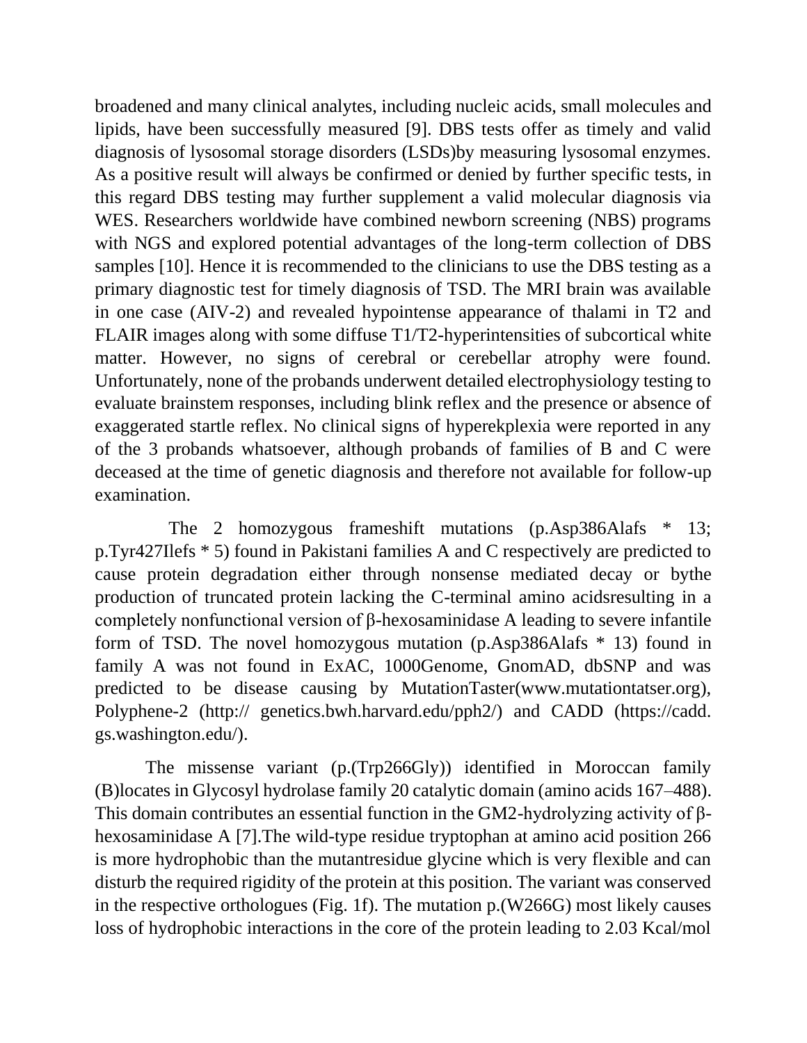broadened and many clinical analytes, including nucleic acids, small molecules and lipids, have been successfully measured [9]. DBS tests offer as timely and valid diagnosis of lysosomal storage disorders (LSDs)by measuring lysosomal enzymes. As a positive result will always be confirmed or denied by further specific tests, in this regard DBS testing may further supplement a valid molecular diagnosis via WES. Researchers worldwide have combined newborn screening (NBS) programs with NGS and explored potential advantages of the long-term collection of DBS samples [10]. Hence it is recommended to the clinicians to use the DBS testing as a primary diagnostic test for timely diagnosis of TSD. The MRI brain was available in one case (AIV-2) and revealed hypointense appearance of thalami in T2 and FLAIR images along with some diffuse T1/T2-hyperintensities of subcortical white matter. However, no signs of cerebral or cerebellar atrophy were found. Unfortunately, none of the probands underwent detailed electrophysiology testing to evaluate brainstem responses, including blink reflex and the presence or absence of exaggerated startle reflex. No clinical signs of hyperekplexia were reported in any of the 3 probands whatsoever, although probands of families of B and C were deceased at the time of genetic diagnosis and therefore not available for follow-up examination.

The 2 homozygous frameshift mutations (p.Asp386Alafs * 13; p.Tyr427Ilefs * 5) found in Pakistani families A and C respectively are predicted to cause protein degradation either through nonsense mediated decay or bythe production of truncated protein lacking the C-terminal amino acidsresulting in a completely nonfunctional version of β-hexosaminidase A leading to severe infantile form of TSD. The novel homozygous mutation (p.Asp386Alafs * 13) found in family A was not found in ExAC, 1000Genome, GnomAD, dbSNP and was predicted to be disease causing by MutationTaster(www.mutationtatser.org), Polyphene-2 (http:// genetics.bwh.harvard.edu/pph2/) and CADD (https://cadd. gs.washington.edu/).

The missense variant (p.(Trp266Gly)) identified in Moroccan family (B)locates in Glycosyl hydrolase family 20 catalytic domain (amino acids 167–488). This domain contributes an essential function in the GM2-hydrolyzing activity of β-hexosaminidase A [7].The wild-type residue tryptophan at amino acid position 266 is more hydrophobic than the mutantresidue glycine which is very flexible and can disturb the required rigidity of the protein at this position. The variant was conserved in the respective orthologues (Fig. 1f). The mutation p.(W266G) most likely causes loss of hydrophobic interactions in the core of the protein leading to 2.03 Kcal/mol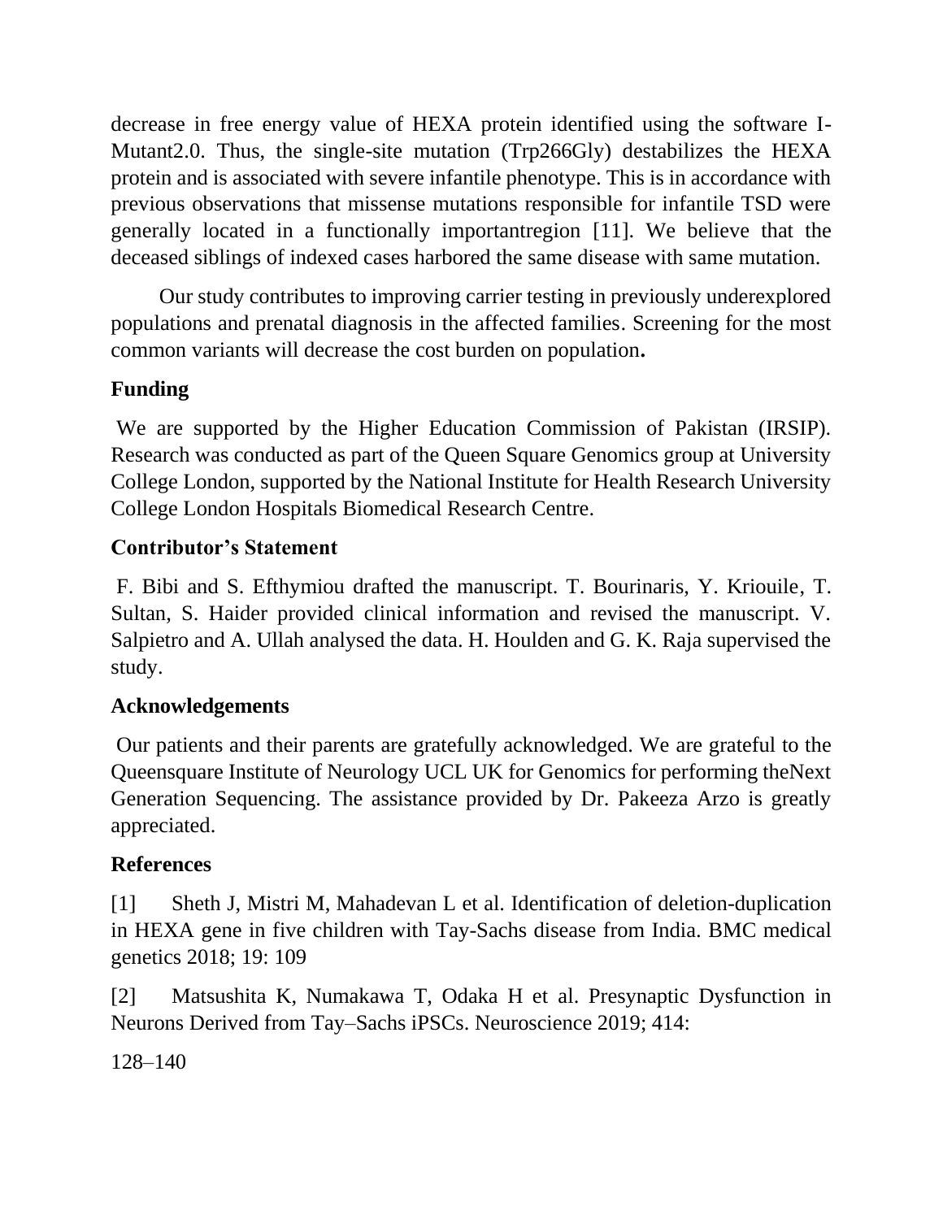decrease in free energy value of HEXA protein identified using the software I-Mutant2.0. Thus, the single-site mutation (Trp266Gly) destabilizes the HEXA protein and is associated with severe infantile phenotype. This is in accordance with previous observations that missense mutations responsible for infantile TSD were generally located in a functionally importantregion [11]. We believe that the deceased siblings of indexed cases harbored the same disease with same mutation.

Our study contributes to improving carrier testing in previously underexplored populations and prenatal diagnosis in the affected families. Screening for the most common variants will decrease the cost burden on population**.**

## Funding

We are supported by the Higher Education Commission of Pakistan (IRSIP). Research was conducted as part of the Queen Square Genomics group at University College London, supported by the National Institute for Health Research University College London Hospitals Biomedical Research Centre.

## Contributor's Statement

F. Bibi and S. Efthymiou drafted the manuscript. T. Bourinaris, Y. Kriouile, T. Sultan, S. Haider provided clinical information and revised the manuscript. V. Salpietro and A. Ullah analysed the data. H. Houlden and G. K. Raja supervised the study.

## Acknowledgements

Our patients and their parents are gratefully acknowledged. We are grateful to the Queensquare Institute of Neurology UCL UK for Genomics for performing theNext Generation Sequencing. The assistance provided by Dr. Pakeeza Arzo is greatly appreciated.

## References

[1] Sheth J, Mistri M, Mahadevan L et al. Identification of deletion-duplication in HEXA gene in five children with Tay-Sachs disease from India. BMC medical genetics 2018; 19: 109

[2] Matsushita K, Numakawa T, Odaka H et al. Presynaptic Dysfunction in Neurons Derived from Tay–Sachs iPSCs. Neuroscience 2019; 414: 128–140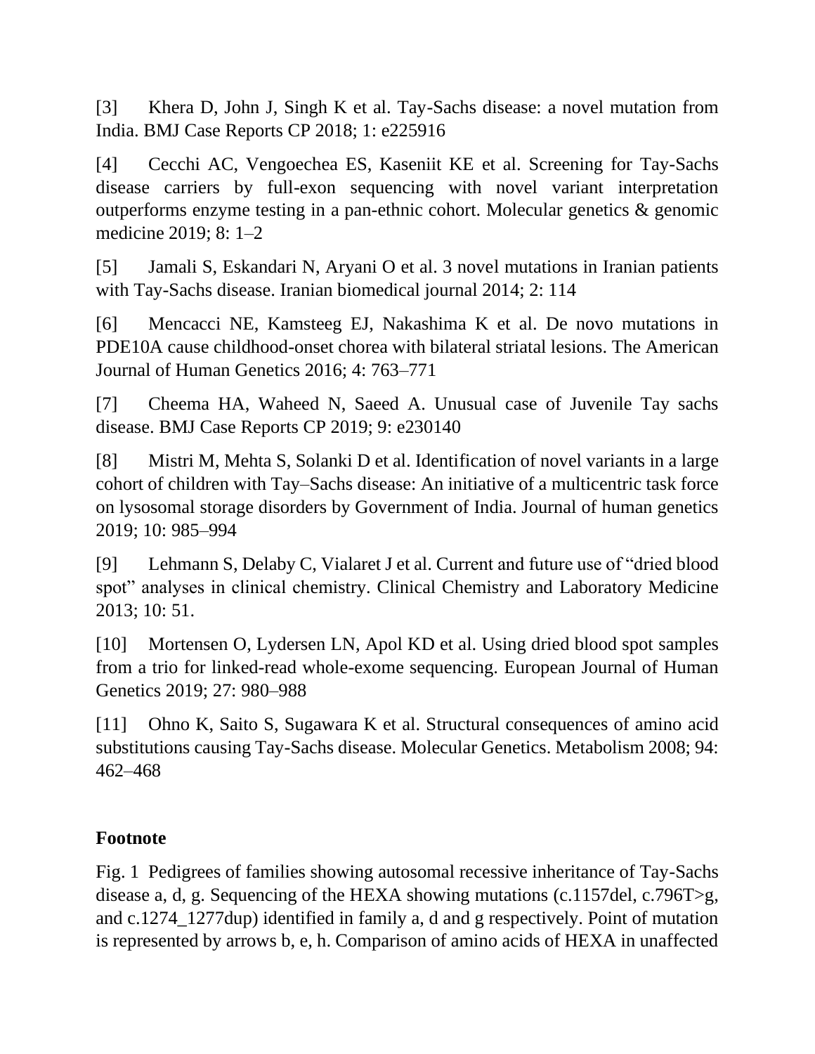[3] Khera D, John J, Singh K et al. Tay-Sachs disease: a novel mutation from India. BMJ Case Reports CP 2018; 1: e225916

[4] Cecchi AC, Vengoechea ES, Kaseniit KE et al. Screening for Tay-Sachs disease carriers by full-exon sequencing with novel variant interpretation outperforms enzyme testing in a pan-ethnic cohort. Molecular genetics & genomic medicine 2019; 8: 1–2

[5] Jamali S, Eskandari N, Aryani O et al. 3 novel mutations in Iranian patients with Tay-Sachs disease. Iranian biomedical journal 2014; 2: 114

[6] Mencacci NE, Kamsteeg EJ, Nakashima K et al. De novo mutations in PDE10A cause childhood-onset chorea with bilateral striatal lesions. The American Journal of Human Genetics 2016; 4: 763–771

[7] Cheema HA, Waheed N, Saeed A. Unusual case of Juvenile Tay sachs disease. BMJ Case Reports CP 2019; 9: e230140

[8] Mistri M, Mehta S, Solanki D et al. Identification of novel variants in a large cohort of children with Tay–Sachs disease: An initiative of a multicentric task force on lysosomal storage disorders by Government of India. Journal of human genetics 2019; 10: 985–994

[9] Lehmann S, Delaby C, Vialaret J et al. Current and future use of "dried blood spot" analyses in clinical chemistry. Clinical Chemistry and Laboratory Medicine 2013; 10: 51.

[10] Mortensen O, Lydersen LN, Apol KD et al. Using dried blood spot samples from a trio for linked-read whole-exome sequencing. European Journal of Human Genetics 2019; 27: 980–988

[11] Ohno K, Saito S, Sugawara K et al. Structural consequences of amino acid substitutions causing Tay-Sachs disease. Molecular Genetics. Metabolism 2008; 94: 462–468

## Footnote

Fig. 1 Pedigrees of families showing autosomal recessive inheritance of Tay-Sachs disease a, d, g. Sequencing of the HEXA showing mutations (c.1157del, c.796T>g, and c.1274_1277dup) identified in family a, d and g respectively. Point of mutation is represented by arrows b, e, h. Comparison of amino acids of HEXA in unaffected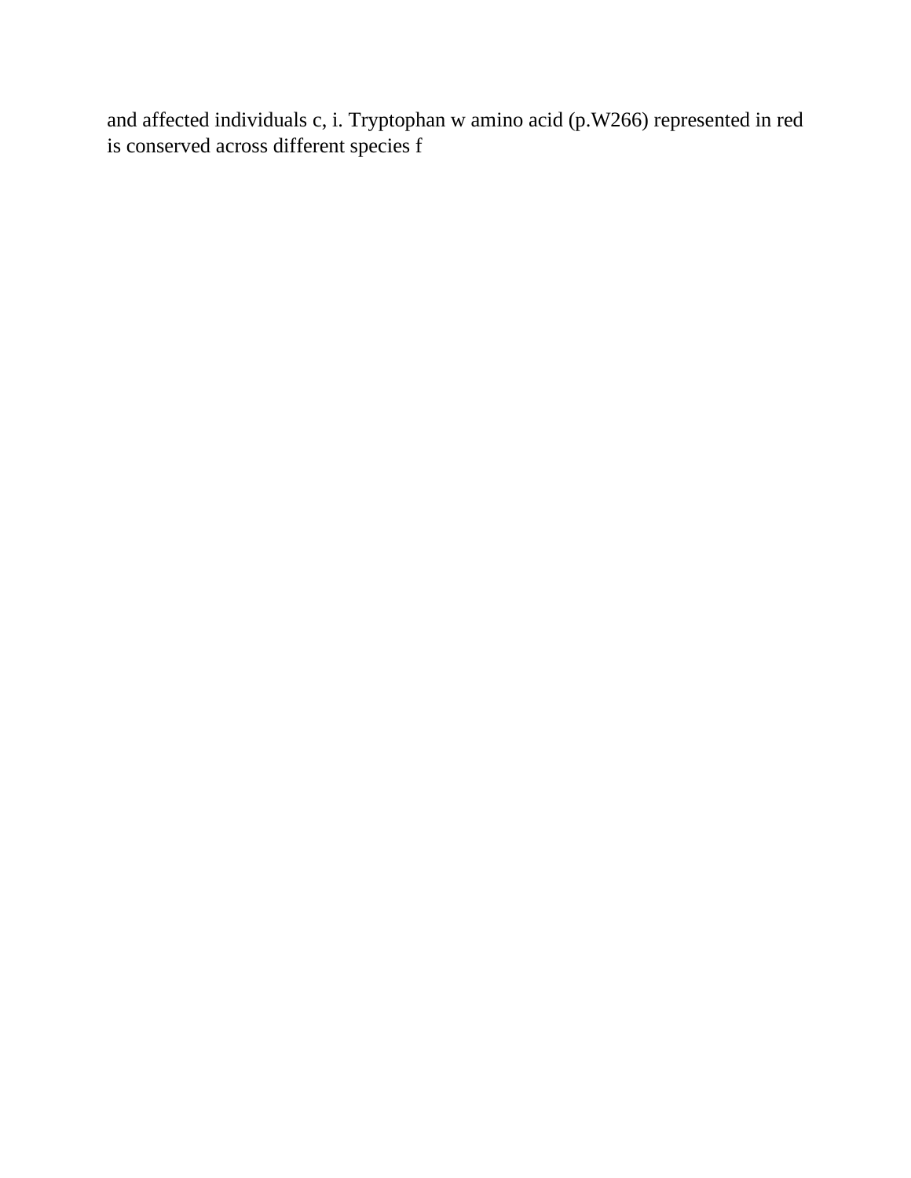and affected individuals c, i. Tryptophan w amino acid (p.W266) represented in red is conserved across different species f